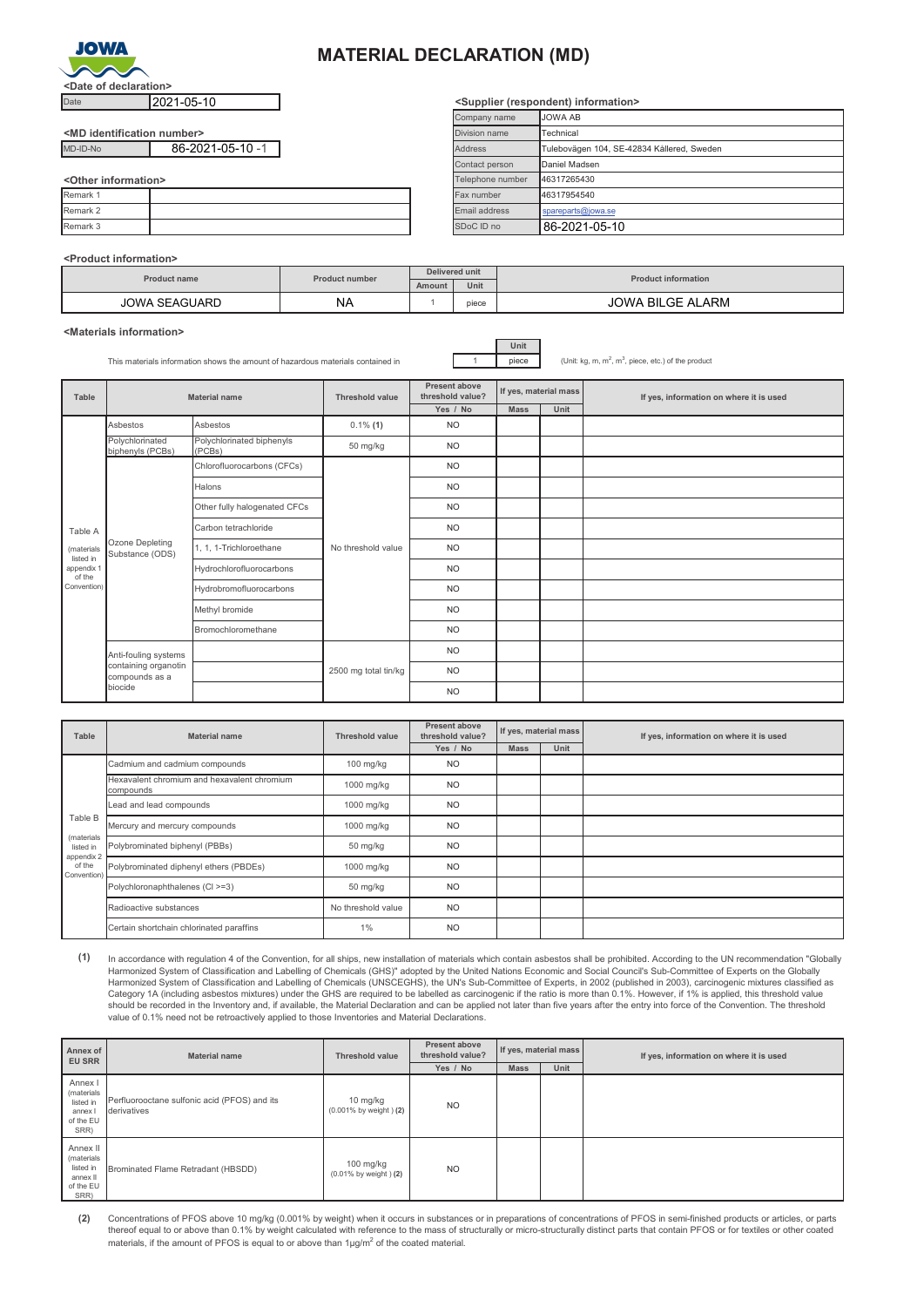# MATERIAL DECLARATION (MD)

JOWA

**<Date of declaration>**

| Date | 2021-05-10 |
|---|---|

**<MD identification number>**

| MD-ID-No | 86-2021-05-10 -1 |
|---|---|

**<Other information>**

| Remark 1 | |
|---|---|
| Remark 2 | |
| Remark 3 | |

**<Supplier (respondent) information>**

| Company name | JOWA AB |
|---|---|
| Division name | Technical |
| Address | Tulebovägen 104, SE-42834 Kållered, Sweden |
| Contact person | Daniel Madsen |
| Telephone number | 46317265430 |
| Fax number | 46317954540 |
| Email address | spareparts@jowa.se |
| SDoC ID no | 86-2021-05-10 |

**<Product information>**

| Product name | Product number | Delivered unit | | Product information |
|---|---|---|---|---|
| | | Amount | Unit | |
| JOWA SEAGUARD | NA | 1 | piece | JOWA BILGE ALARM |

**<Materials information>**

This materials information shows the amount of hazardous materials contained in 1 piece (Unit: kg, m, $m^2$, $m^3$, piece, etc.) of the product

| Table | Material name | | Threshold value | Present above threshold value? | If yes, material mass | | If yes, information on where it is used |
|---|---|---|---|---|---|---|---|
| | | | | Yes / No | Mass | Unit | |
| Table A (materials listed in appendix 1 of the Convention) | Asbestos | Asbestos | 0.1% **(1)** | NO | | | |
| | Polychlorinated biphenyls (PCBs) | Polychlorinated biphenyls (PCBs) | 50 mg/kg | NO | | | |
| | Ozone Depleting Substance (ODS) | Chlorofluorocarbons (CFCs) | No threshold value | NO | | | |
| | | Halons | | NO | | | |
| | | Other fully halogenated CFCs | | NO | | | |
| | | Carbon tetrachloride | | NO | | | |
| | | 1, 1, 1-Trichloroethane | | NO | | | |
| | | Hydrochlorofluorocarbons | | NO | | | |
| | | Hydrobromofluorocarbons | | NO | | | |
| | | Methyl bromide | | NO | | | |
| | | Bromochloromethane | | NO | | | |
| | Anti-fouling systems containing organotin compounds as a biocide | | 2500 mg total tin/kg | NO | | | |
| | | | | NO | | | |
| | | | | NO | | | |

| Table | Material name | Threshold value | Present above threshold value? | If yes, material mass | | If yes, information on where it is used |
|---|---|---|---|---|---|---|
| | | | Yes / No | Mass | Unit | |
| Table B (materials listed in appendix 2 of the Convention) | Cadmium and cadmium compounds | 100 mg/kg | NO | | | |
| | Hexavalent chromium and hexavalent chromium compounds | 1000 mg/kg | NO | | | |
| | Lead and lead compounds | 1000 mg/kg | NO | | | |
| | Mercury and mercury compounds | 1000 mg/kg | NO | | | |
| | Polybrominated biphenyl (PBBs) | 50 mg/kg | NO | | | |
| | Polybrominated diphenyl ethers (PBDEs) | 1000 mg/kg | NO | | | |
| | Polychloronaphthalenes (Cl >=3) | 50 mg/kg | NO | | | |
| | Radioactive substances | No threshold value | NO | | | |
| | Certain shortchain chlorinated paraffins | 1% | NO | | | |

**(1)** In accordance with regulation 4 of the Convention, for all ships, new installation of materials which contain asbestos shall be prohibited. According to the UN recommendation "Globally Harmonized System of Classification and Labelling of Chemicals (GHS)" adopted by the United Nations Economic and Social Council's Sub-Committee of Experts on the Globally Harmonized System of Classification and Labelling of Chemicals (UNSCEGHS), the UN's Sub-Committee of Experts, in 2002 (published in 2003), carcinogenic mixtures classified as Category 1A (including asbestos mixtures) under the GHS are required to be labelled as carcinogenic if the ratio is more than 0.1%. However, if 1% is applied, this threshold value should be recorded in the Inventory and, if available, the Material Declaration and can be applied not later than five years after the entry into force of the Convention. The threshold value of 0.1% need not be retroactively applied to those Inventories and Material Declarations.

| Annex of EU SRR | Material name | Threshold value | Present above threshold value? | If yes, material mass | | If yes, information on where it is used |
|---|---|---|---|---|---|---|
| | | | Yes / No | Mass | Unit | |
| Annex I (materials listed in annex I of the EU SRR) | Perfluorooctane sulfonic acid (PFOS) and its derivatives | 10 mg/kg (0.001% by weight ) **(2)** | NO | | | |
| Annex II (materials listed in annex II of the EU SRR) | Brominated Flame Retradant (HBSDD) | 100 mg/kg (0.01% by weight ) **(2)** | NO | | | |

**(2)** Concentrations of PFOS above 10 mg/kg (0.001% by weight) when it occurs in substances or in preparations of concentrations of PFOS in semi-finished products or articles, or parts thereof equal to or above than 0.1% by weight calculated with reference to the mass of structurally or micro-structurally distinct parts that contain PFOS or for textiles or other coated materials, if the amount of PFOS is equal to or above than 1μg/$m^2$ of the coated material.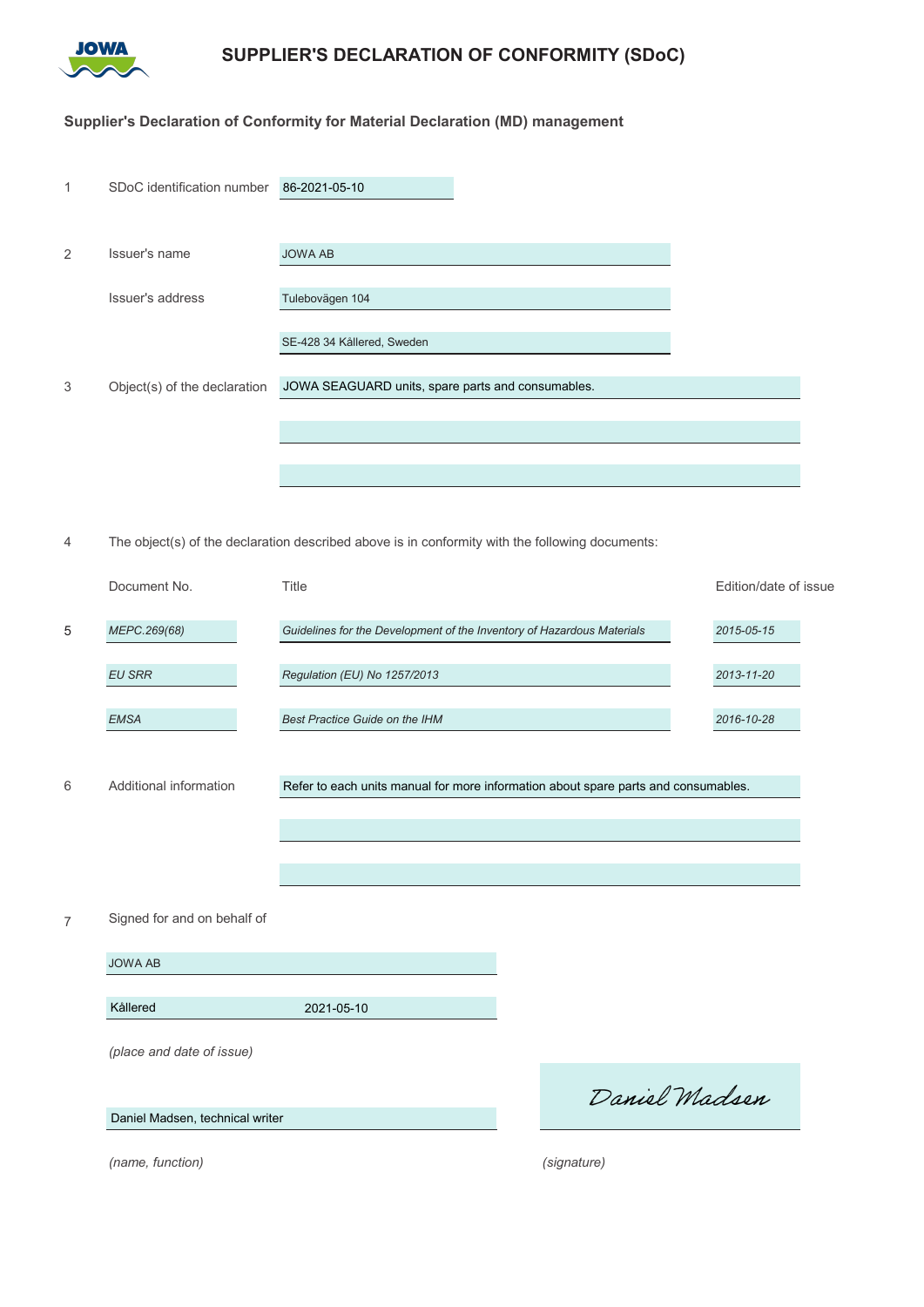# SUPPLIER'S DECLARATION OF CONFORMITY (SDoC)

**Supplier's Declaration of Conformity for Material Declaration (MD) management**

1 SDoC identification number: 86-2021-05-10

2 Issuer's name: JOWA AB

Issuer's address: Tulebovägen 104

SE-428 34 Kållered, Sweden

3 Object(s) of the declaration: JOWA SEAGUARD units, spare parts and consumables.

4 The object(s) of the declaration described above is in conformity with the following documents:

| | Document No. | Title | Edition/date of issue |
|---|---|---|---|
| 5 | *MEPC.269(68)* | *Guidelines for the Development of the Inventory of Hazardous Materials* | *2015-05-15* |
| | *EU SRR* | *Regulation (EU) No 1257/2013* | *2013-11-20* |
| | *EMSA* | *Best Practice Guide on the IHM* | *2016-10-28* |

6 Additional information: Refer to each units manual for more information about spare parts and consumables.

7 Signed for and on behalf of

JOWA AB

Kållered 2021-05-10

*(place and date of issue)*

Daniel Madsen, technical writer

*(name, function)*

Daniel Madsen

*(signature)*